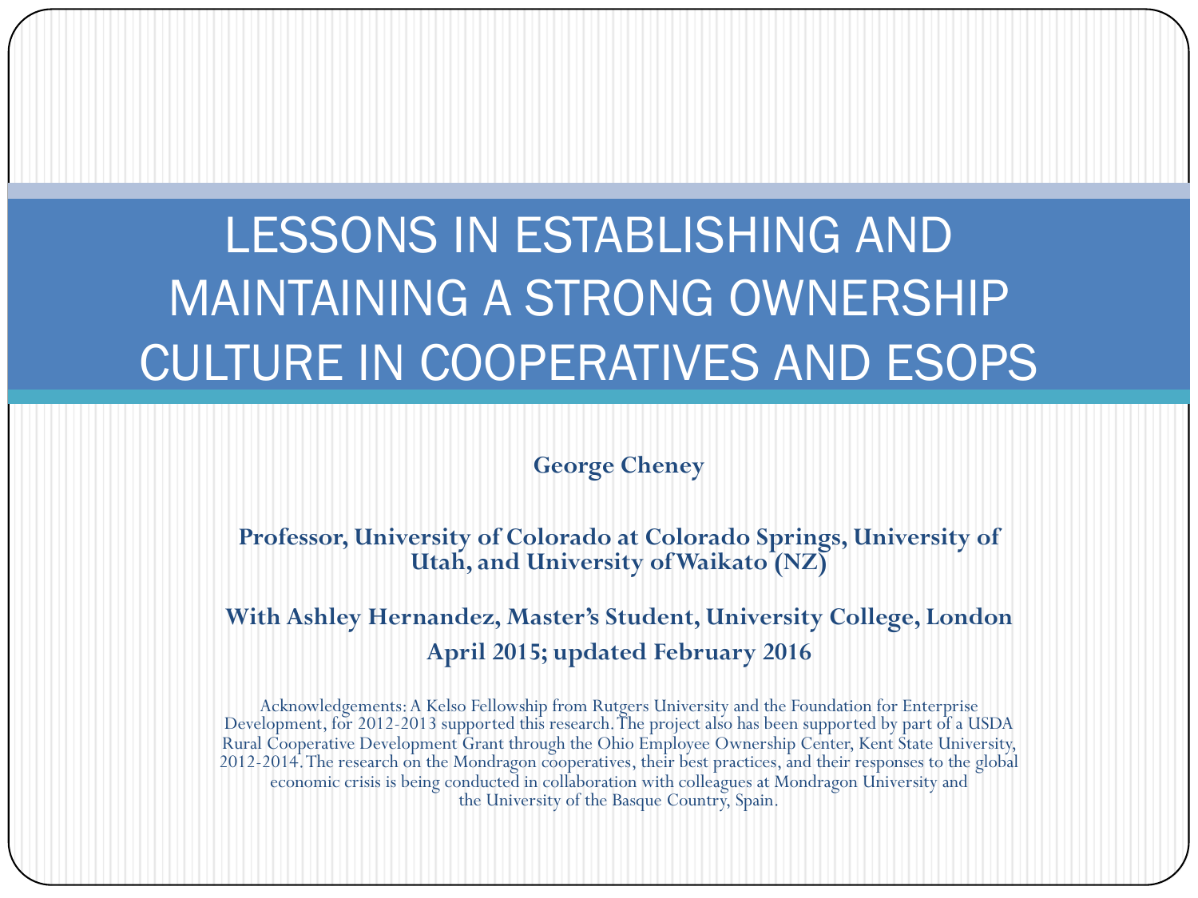# LESSONS IN ESTABLISHING AND MAINTAINING A STRONG OWNERSHIP CULTURE IN COOPERATIVES AND ESOPS

**George Cheney**

**Professor, University of Colorado at Colorado Springs, University of Utah, and University of Waikato (NZ)**

**With Ashley Hernandez, Master's Student, University College, London**

**April 2015; updated February 2016**

Acknowledgements: A Kelso Fellowship from Rutgers University and the Foundation for Enterprise Development, for 2012-2013 supported this research. The project also has been supported by part of a USDA Rural Cooperative Development Grant through the Ohio Employee Ownership Center, Kent State University, 2012-2014. The research on the Mondragon cooperatives, their best practices, and their responses to the global economic crisis is being conducted in collaboration with colleagues at Mondragon University and the University of the Basque Country, Spain.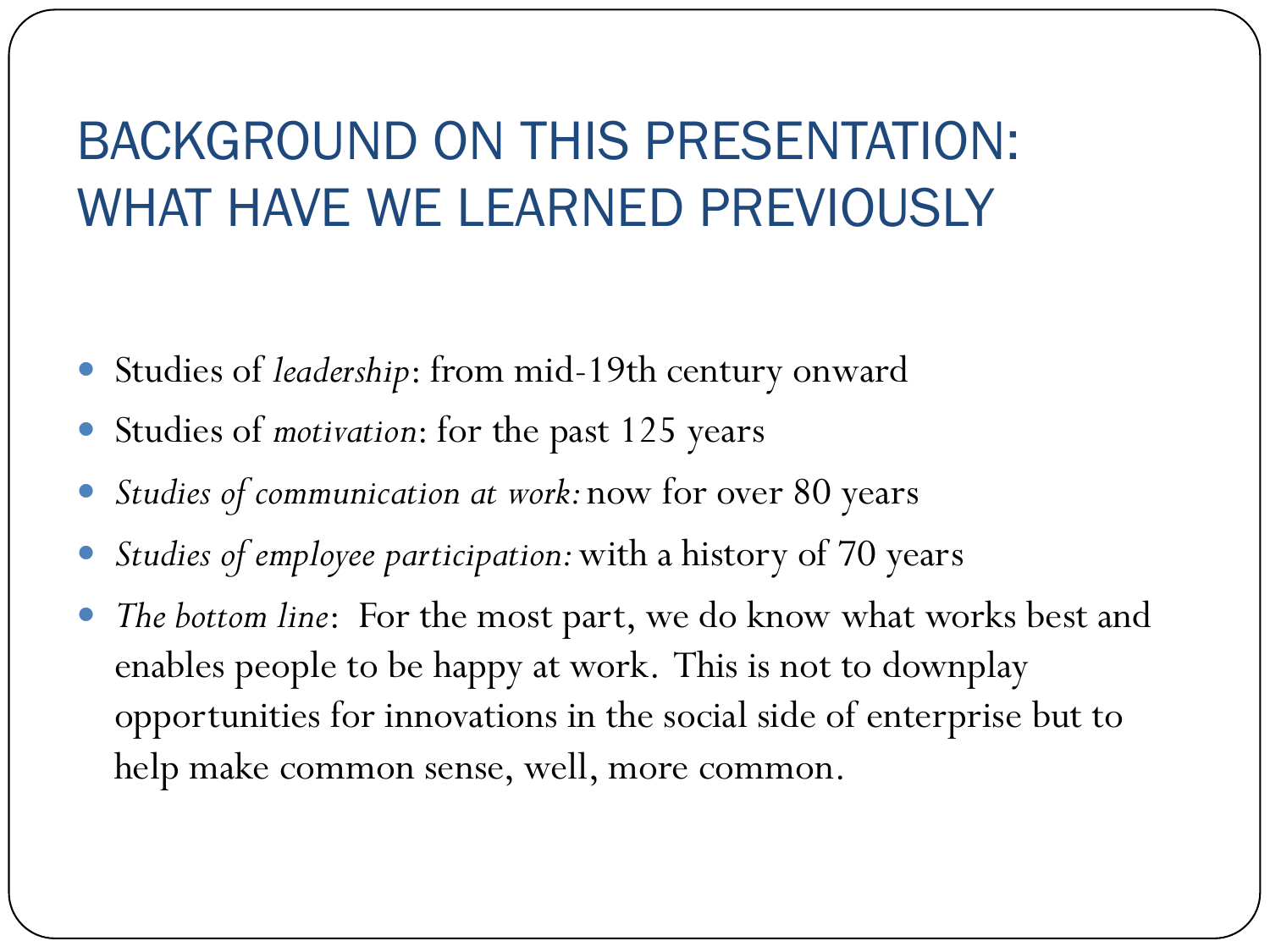# BACKGROUND ON THIS PRESENTATION: WHAT HAVE WE LEARNED PREVIOUSLY

- Studies of *leadership*: from mid-19th century onward
- Studies of *motivation*: for the past 125 years
- *Studies of communication at work:* now for over 80 years
- *Studies of employee participation:* with a history of 70 years
- *The bottom line*: For the most part, we do know what works best and enables people to be happy at work. This is not to downplay opportunities for innovations in the social side of enterprise but to help make common sense, well, more common.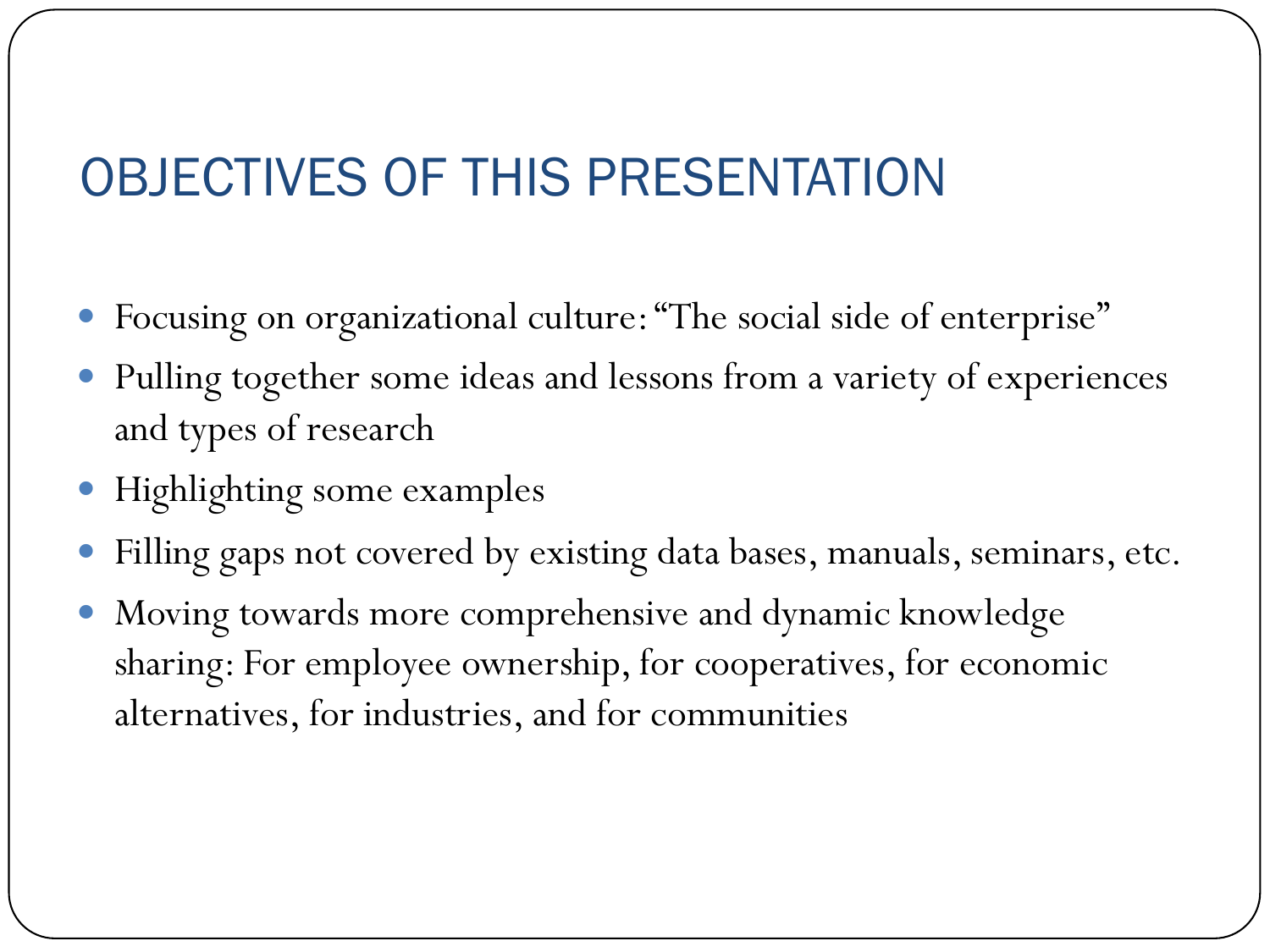# OBJECTIVES OF THIS PRESENTATION

- Focusing on organizational culture: "The social side of enterprise"
- Pulling together some ideas and lessons from a variety of experiences and types of research
- Highlighting some examples
- Filling gaps not covered by existing data bases, manuals, seminars, etc.
- Moving towards more comprehensive and dynamic knowledge sharing: For employee ownership, for cooperatives, for economic alternatives, for industries, and for communities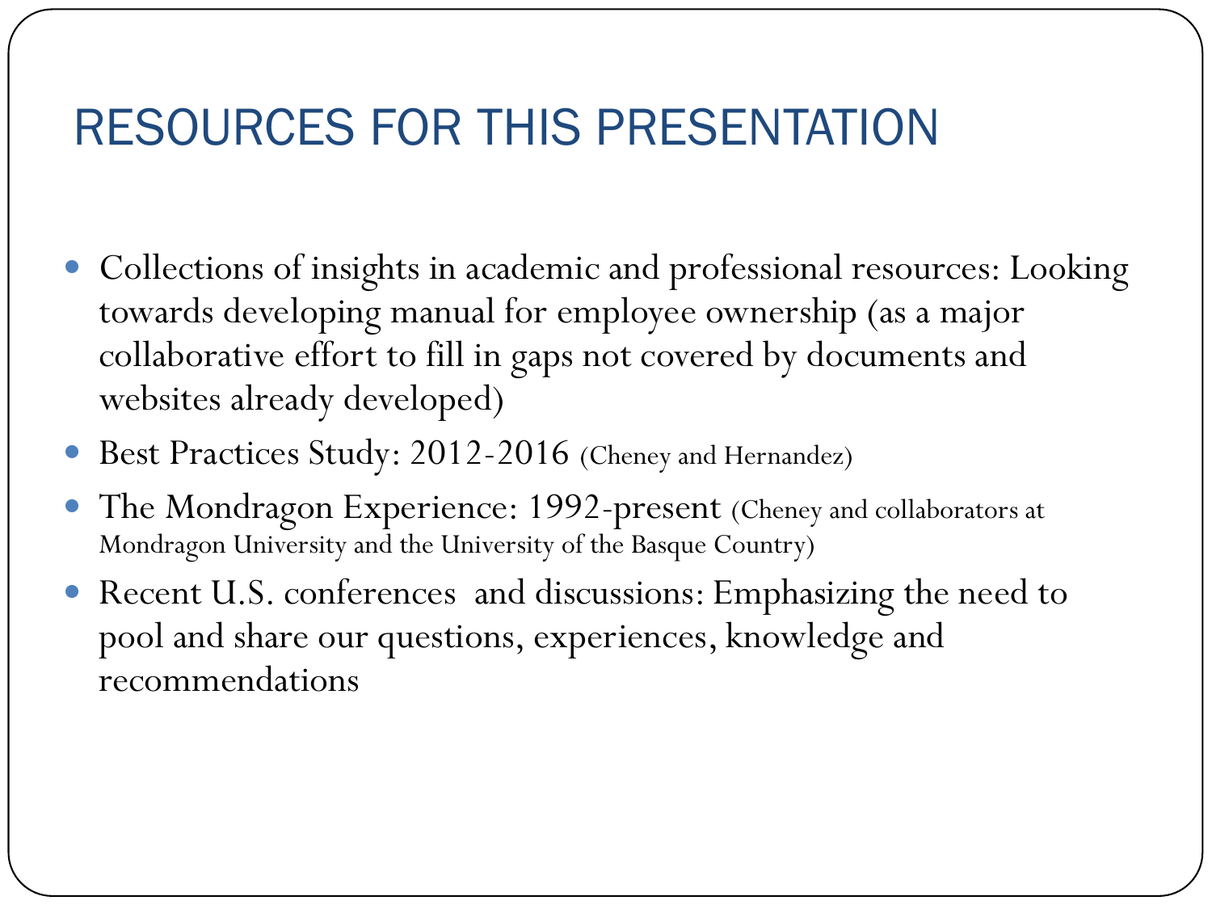# RESOURCES FOR THIS PRESENTATION

- Collections of insights in academic and professional resources: Looking towards developing manual for employee ownership (as a major collaborative effort to fill in gaps not covered by documents and websites already developed)
- Best Practices Study: 2012-2016 (Cheney and Hernandez)
- The Mondragon Experience: 1992-present (Cheney and collaborators at Mondragon University and the University of the Basque Country)
- Recent U.S. conferences and discussions: Emphasizing the need to pool and share our questions, experiences, knowledge and recommendations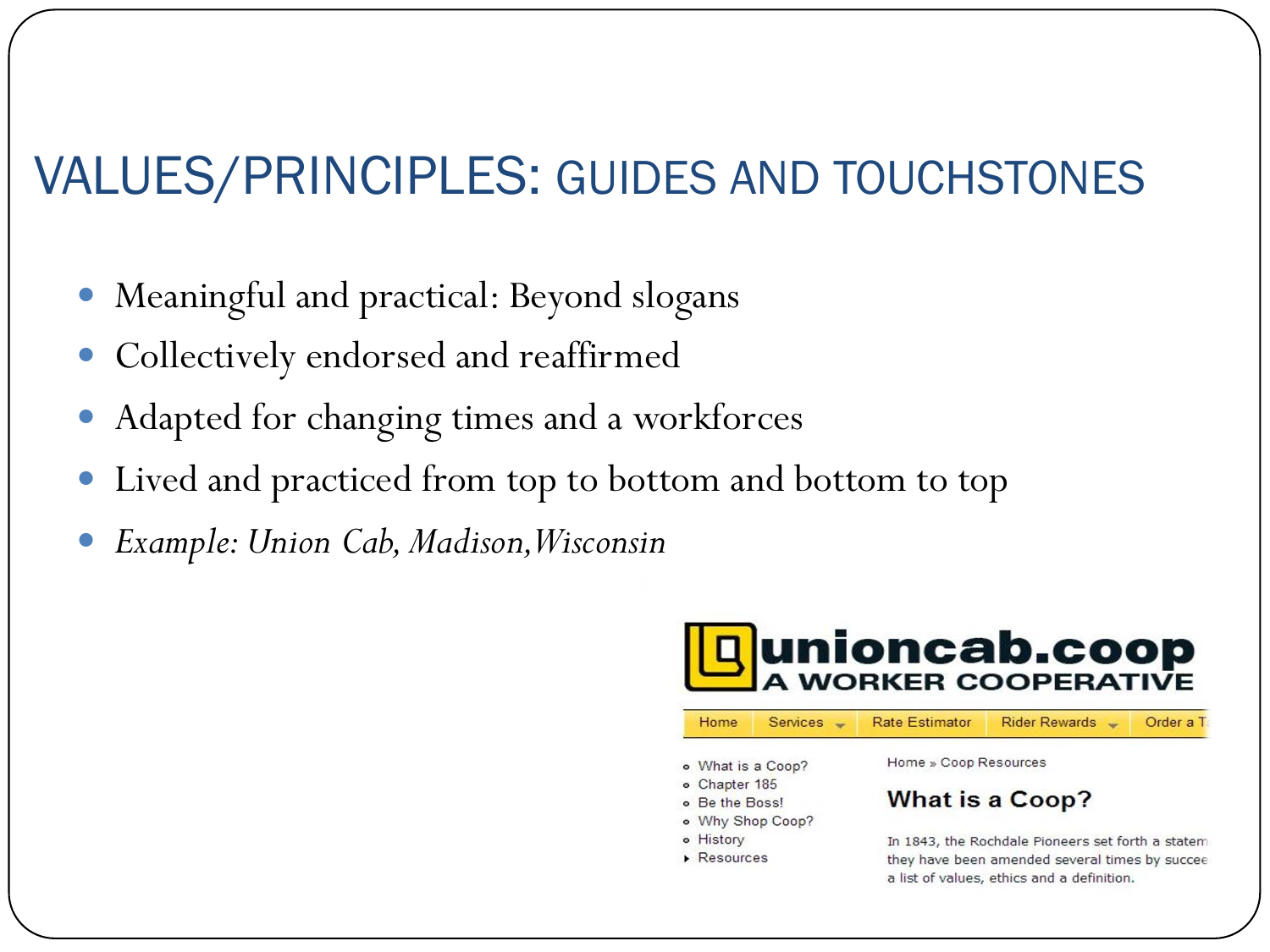# VALUES/PRINCIPLES: GUIDES AND TOUCHSTONES

- Meaningful and practical: Beyond slogans
- Collectively endorsed and reaffirmed
- Adapted for changing times and a workforces
- Lived and practiced from top to bottom and bottom to top
- *Example: Union Cab, Madison,Wisconsin*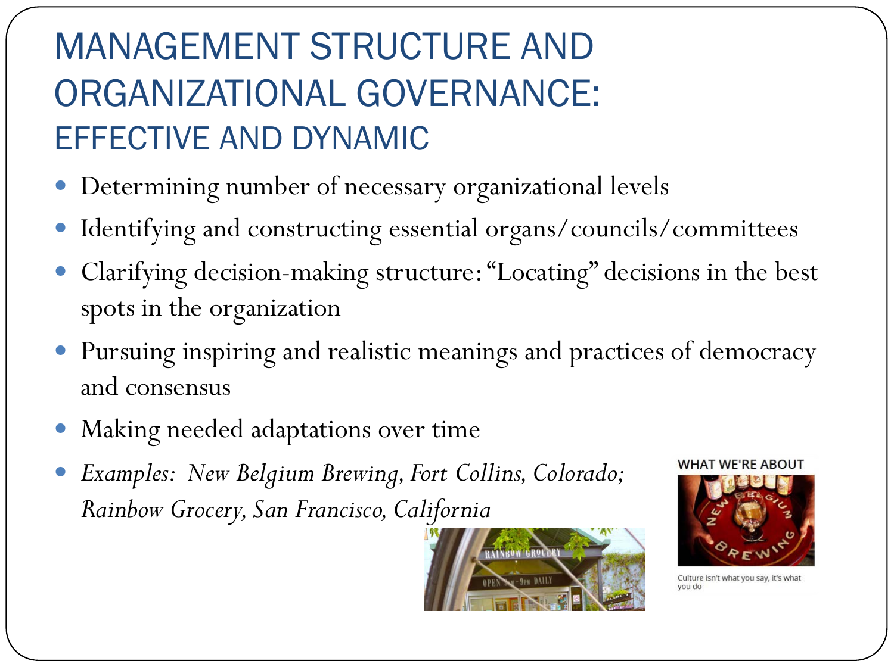# MANAGEMENT STRUCTURE AND ORGANIZATIONAL GOVERNANCE: EFFECTIVE AND DYNAMIC

- Determining number of necessary organizational levels
- Identifying and constructing essential organs/councils/committees
- Clarifying decision-making structure: "Locating" decisions in the best spots in the organization
- Pursuing inspiring and realistic meanings and practices of democracy and consensus
- Making needed adaptations over time
- *Examples: New Belgium Brewing, Fort Collins, Colorado; Rainbow Grocery, San Francisco, California*

WHAT WE'RE ABOUT

Culture isn't what you say, it's what you do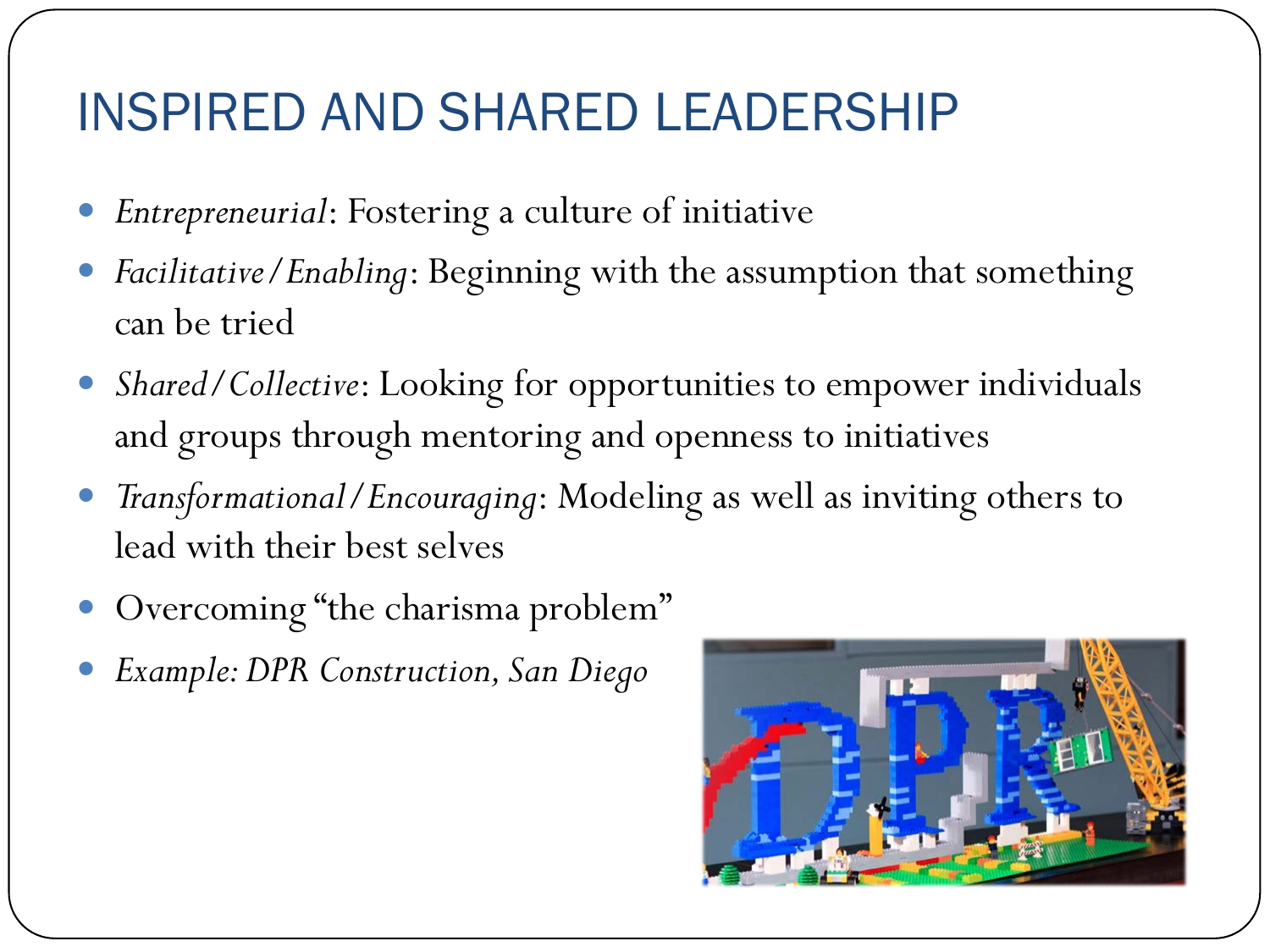# INSPIRED AND SHARED LEADERSHIP

- *Entrepreneurial*: Fostering a culture of initiative
- *Facilitative/Enabling*: Beginning with the assumption that something can be tried
- *Shared/Collective*: Looking for opportunities to empower individuals and groups through mentoring and openness to initiatives
- *Transformational/Encouraging*: Modeling as well as inviting others to lead with their best selves
- Overcoming "the charisma problem"
- *Example: DPR Construction, San Diego*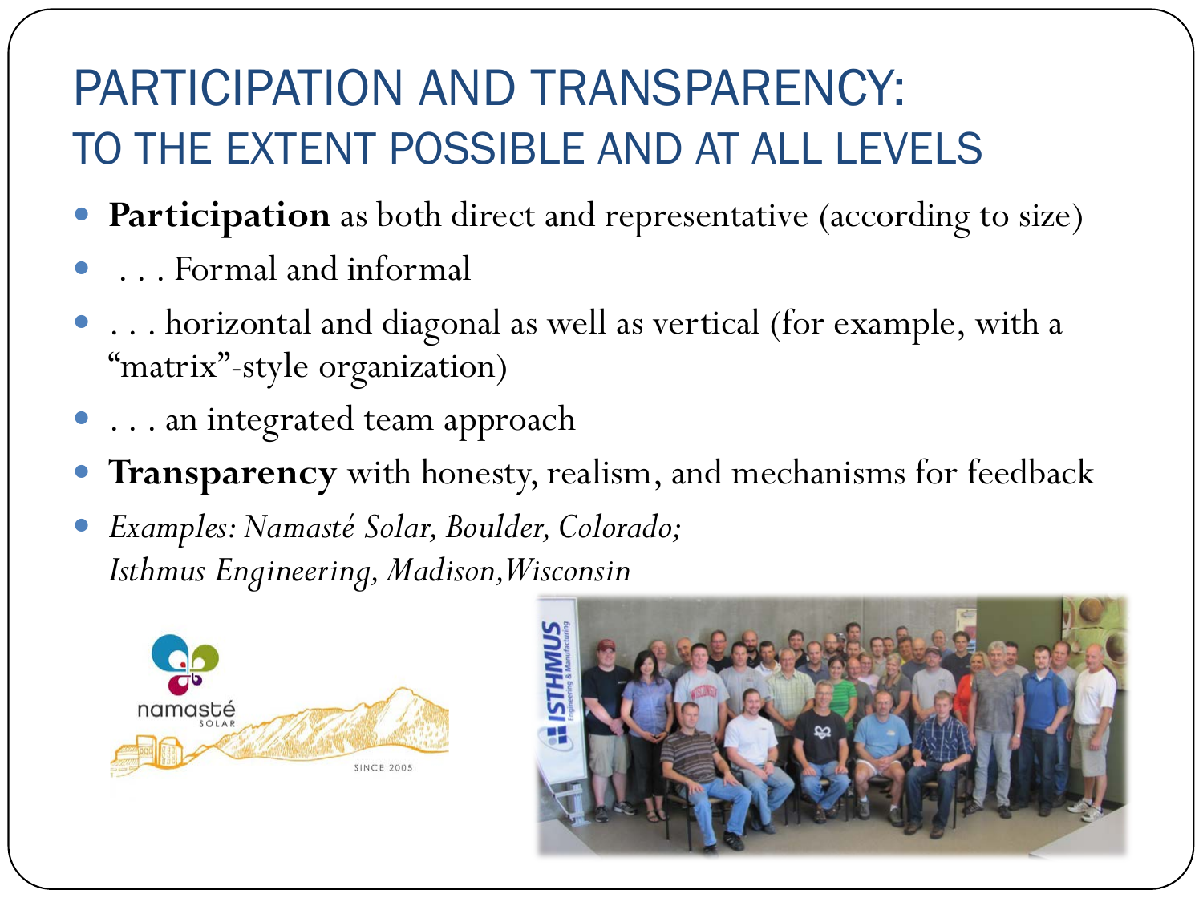# PARTICIPATION AND TRANSPARENCY:
## TO THE EXTENT POSSIBLE AND AT ALL LEVELS

- **Participation** as both direct and representative (according to size)
- . . . Formal and informal
- . . . horizontal and diagonal as well as vertical (for example, with a "matrix"-style organization)
- . . . an integrated team approach
- **Transparency** with honesty, realism, and mechanisms for feedback
- *Examples: Namasté Solar, Boulder, Colorado; Isthmus Engineering, Madison,Wisconsin*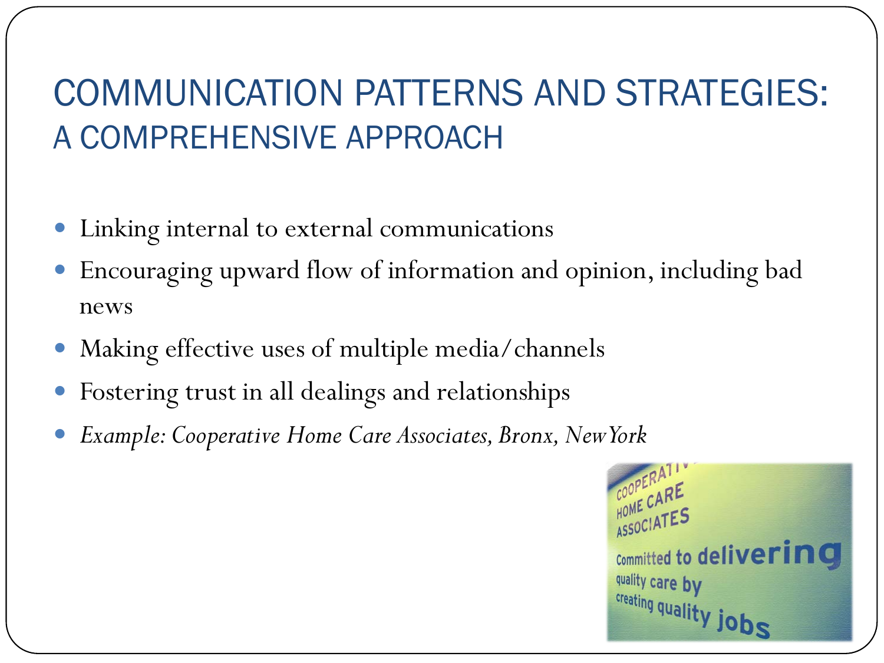# COMMUNICATION PATTERNS AND STRATEGIES:
## A COMPREHENSIVE APPROACH

- Linking internal to external communications
- Encouraging upward flow of information and opinion, including bad news
- Making effective uses of multiple media/channels
- Fostering trust in all dealings and relationships
- *Example: Cooperative Home Care Associates, Bronx, New York*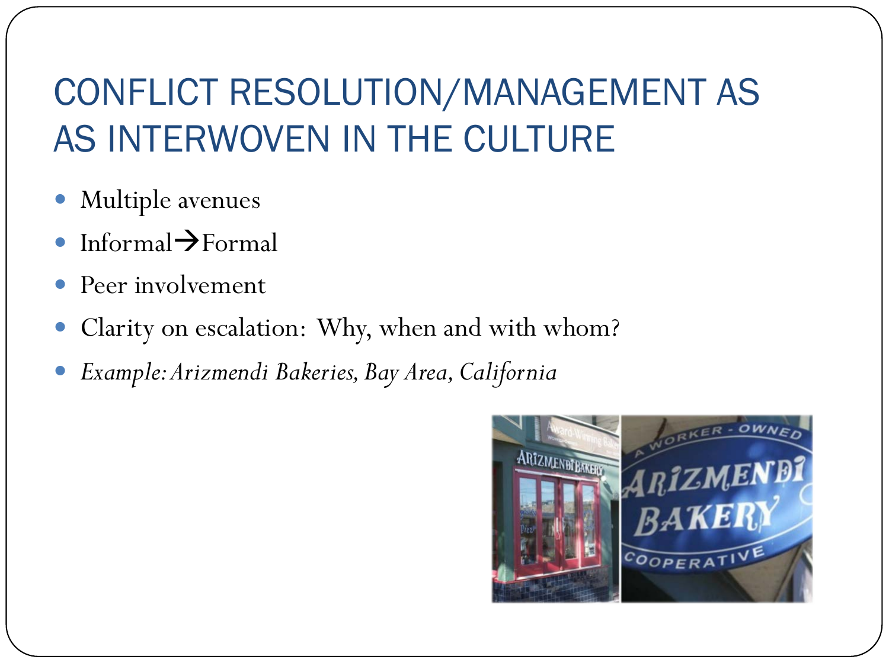# CONFLICT RESOLUTION/MANAGEMENT AS AS INTERWOVEN IN THE CULTURE

- Multiple avenues
- Informal→Formal
- Peer involvement
- Clarity on escalation: Why, when and with whom?
- *Example: Arizmendi Bakeries, Bay Area, California*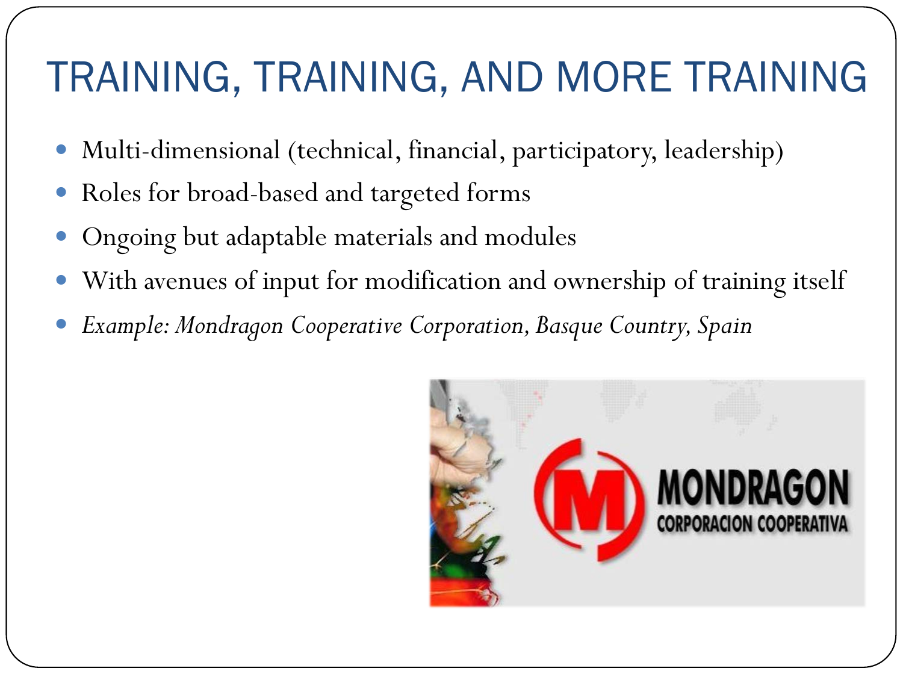# TRAINING, TRAINING, AND MORE TRAINING

- Multi-dimensional (technical, financial, participatory, leadership)
- Roles for broad-based and targeted forms
- Ongoing but adaptable materials and modules
- With avenues of input for modification and ownership of training itself
- *Example: Mondragon Cooperative Corporation, Basque Country, Spain*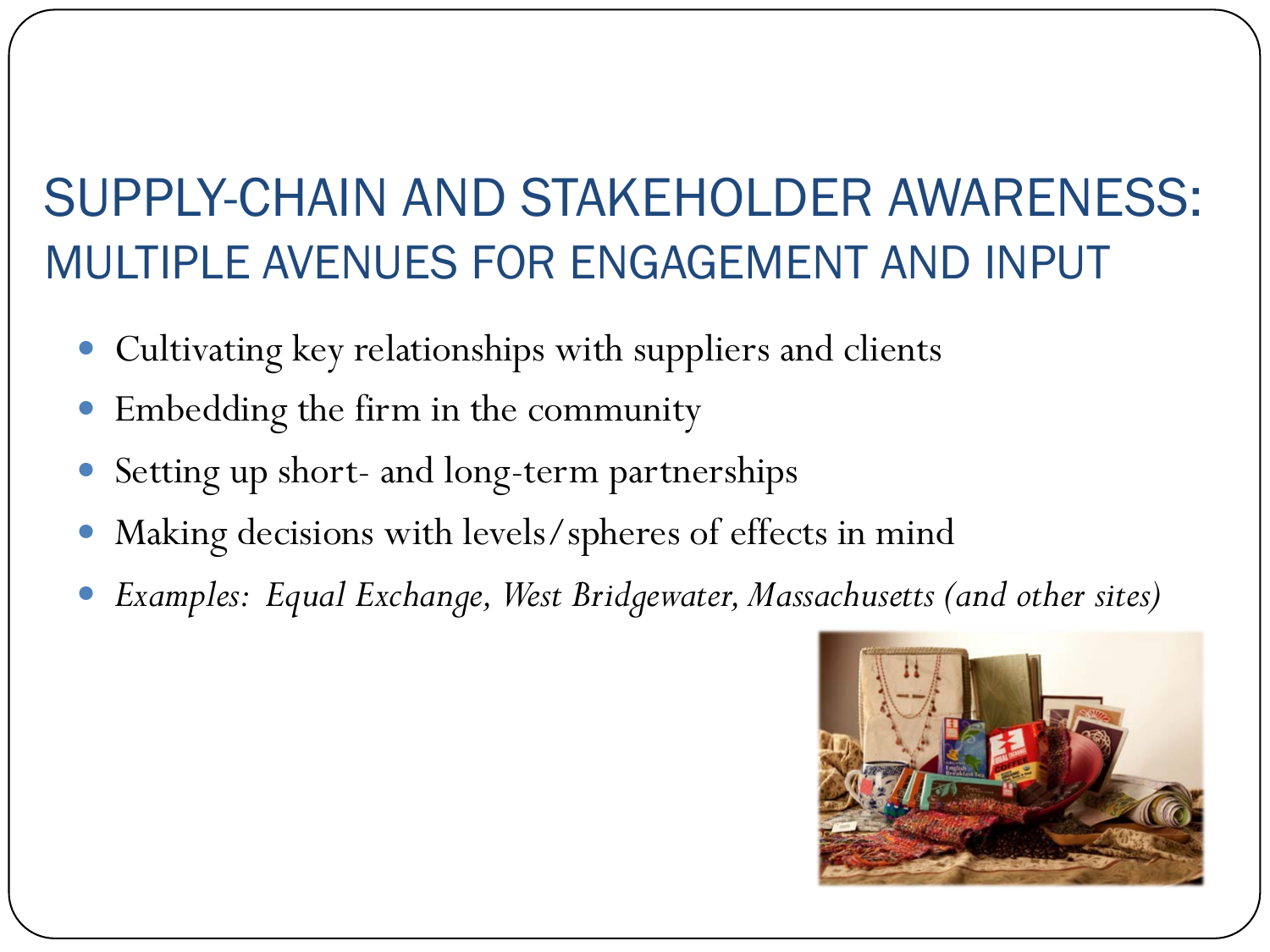# SUPPLY-CHAIN AND STAKEHOLDER AWARENESS: MULTIPLE AVENUES FOR ENGAGEMENT AND INPUT

- Cultivating key relationships with suppliers and clients
- Embedding the firm in the community
- Setting up short- and long-term partnerships
- Making decisions with levels/spheres of effects in mind
- *Examples: Equal Exchange, West Bridgewater, Massachusetts (and other sites)*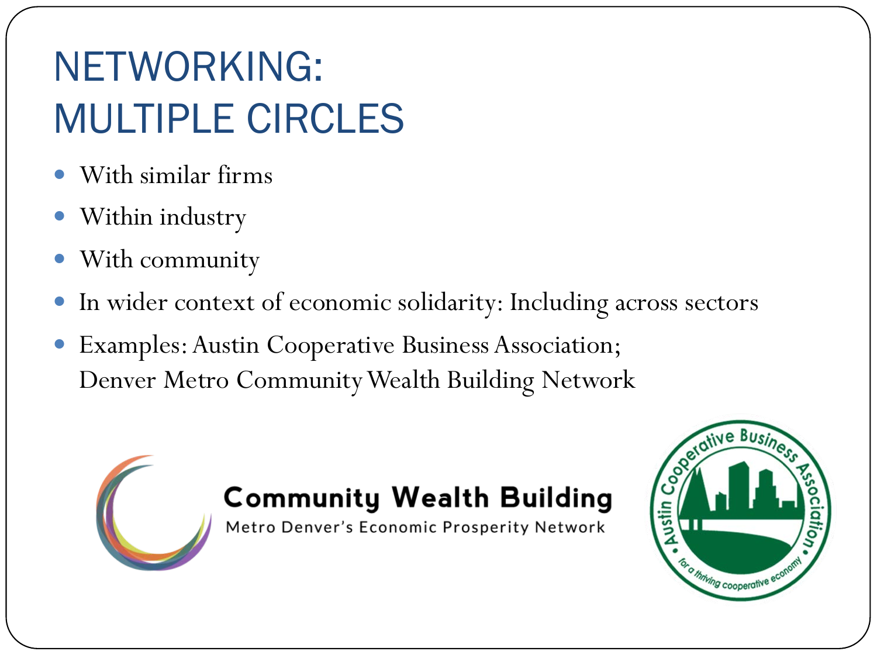# NETWORKING: MULTIPLE CIRCLES

- With similar firms
- Within industry
- With community
- In wider context of economic solidarity: Including across sectors
- Examples: Austin Cooperative Business Association; Denver Metro Community Wealth Building Network

Community Wealth Building
Metro Denver's Economic Prosperity Network

Austin Cooperative Business Association
for a thriving cooperative economy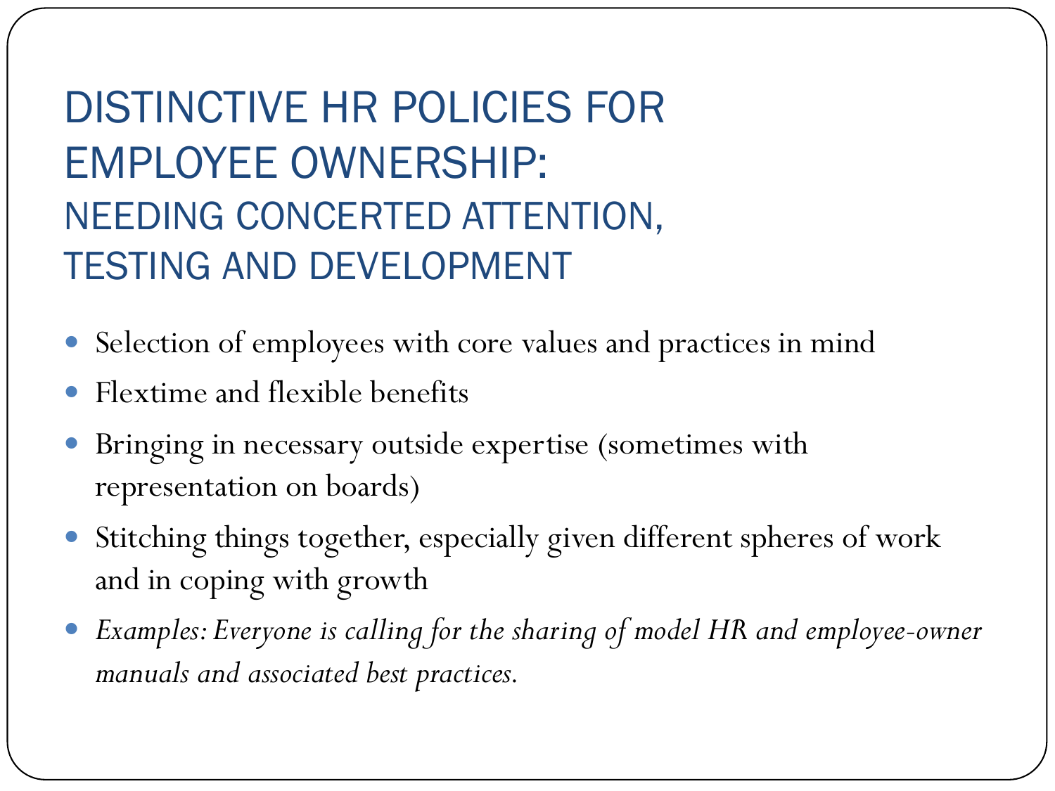# DISTINCTIVE HR POLICIES FOR EMPLOYEE OWNERSHIP:

## NEEDING CONCERTED ATTENTION, TESTING AND DEVELOPMENT

- Selection of employees with core values and practices in mind
- Flextime and flexible benefits
- Bringing in necessary outside expertise (sometimes with representation on boards)
- Stitching things together, especially given different spheres of work and in coping with growth
- *Examples: Everyone is calling for the sharing of model HR and employee-owner manuals and associated best practices.*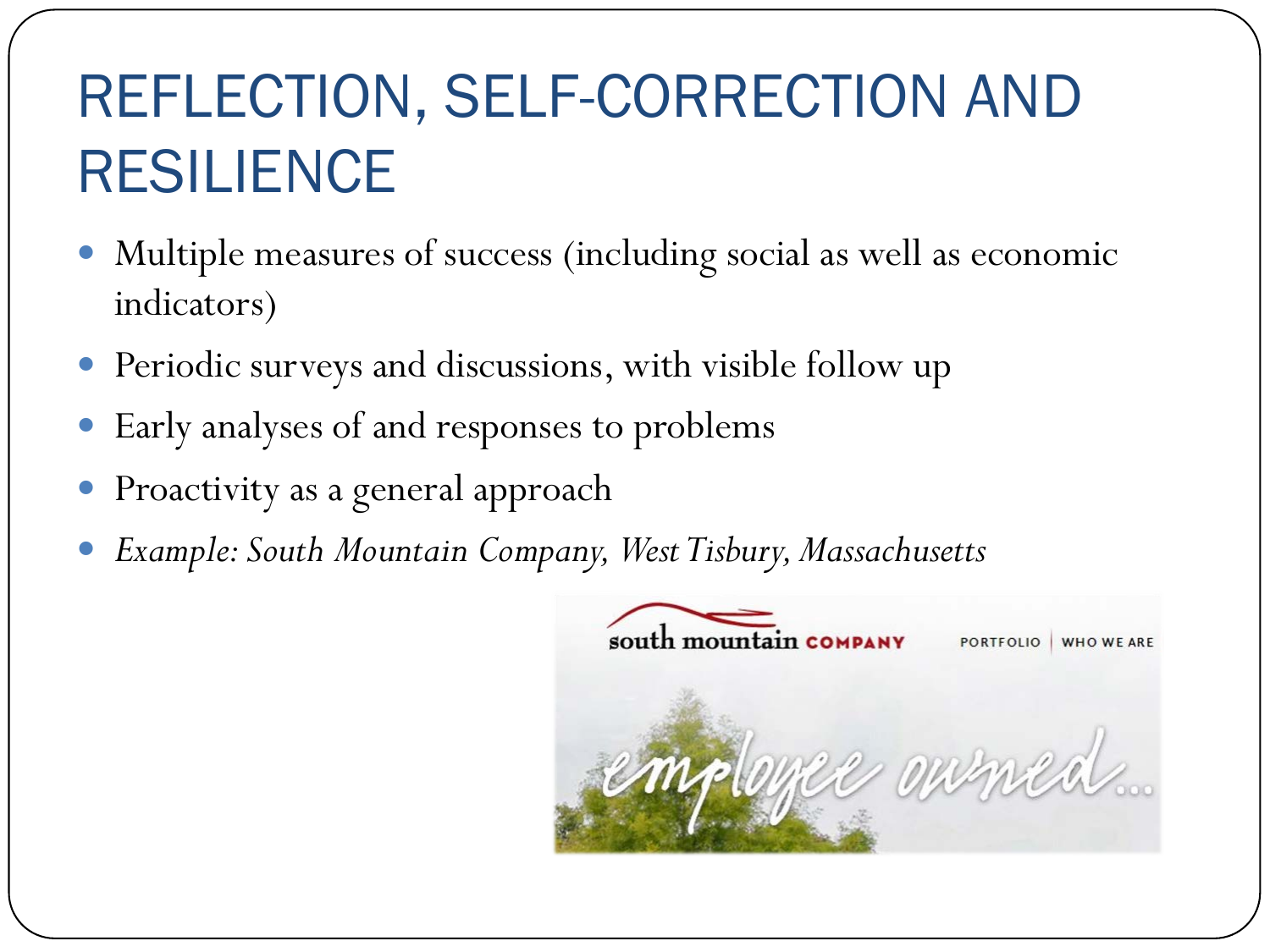# REFLECTION, SELF-CORRECTION AND RESILIENCE

- Multiple measures of success (including social as well as economic indicators)
- Periodic surveys and discussions, with visible follow up
- Early analyses of and responses to problems
- Proactivity as a general approach
- *Example: South Mountain Company, West Tisbury, Massachusetts*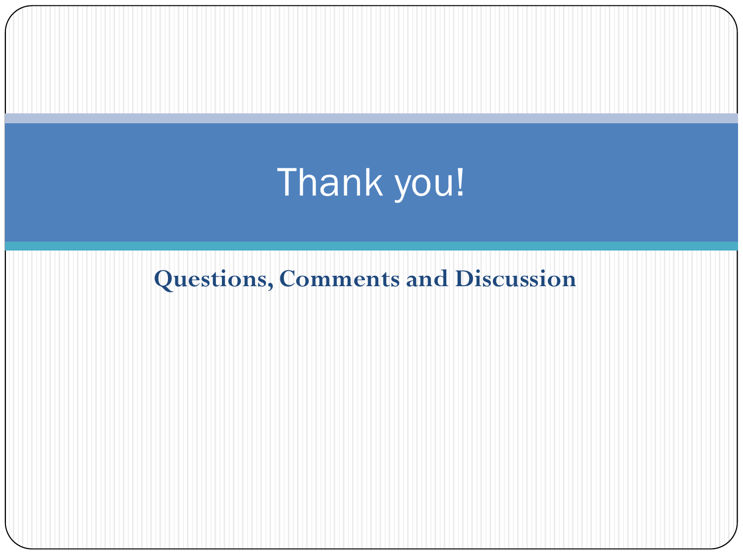# Thank you!

**Questions, Comments and Discussion**